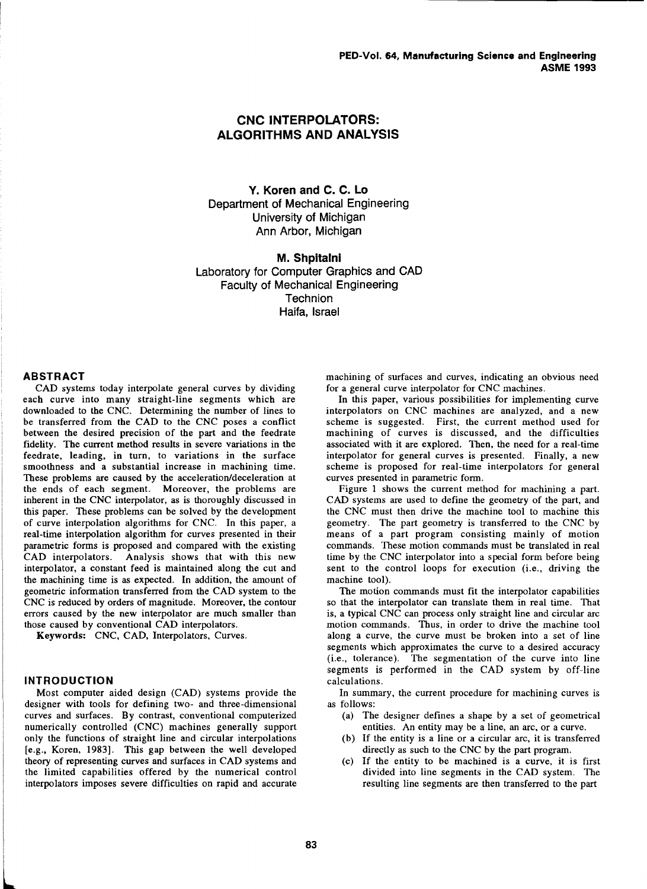# CNC INTERPOLATORS: ALGORITHMS AND ANALYSIS

**Y. Koren and C. C. Lo**
Department of Mechanical Engineering
University of Michigan
Ann Arbor, Michigan

**M. Shpitalni**
Laboratory for Computer Graphics and CAD
Faculty of Mechanical Engineering
Technion
Haifa, Israel

## ABSTRACT

CAD systems today interpolate general curves by dividing each curve into many straight-line segments which are downloaded to the CNC. Determining the number of lines to be transferred from the CAD to the CNC poses a conflict between the desired precision of the part and the feedrate fidelity. The current method results in severe variations in the feedrate, leading, in turn, to variations in the surface smoothness and a substantial increase in machining time. These problems are caused by the acceleration/deceleration at the ends of each segment. Moreover, the problems are inherent in the CNC interpolator, as is thoroughly discussed in this paper. These problems can be solved by the development of curve interpolation algorithms for CNC. In this paper, a real-time interpolation algorithm for curves presented in their parametric forms is proposed and compared with the existing CAD interpolators. Analysis shows that with this new interpolator, a constant feed is maintained along the cut and the machining time is as expected. In addition, the amount of geometric information transferred from the CAD system to the CNC is reduced by orders of magnitude. Moreover, the contour errors caused by the new interpolator are much smaller than those caused by conventional CAD interpolators.

**Keywords:** CNC, CAD, Interpolators, Curves.

## INTRODUCTION

Most computer aided design (CAD) systems provide the designer with tools for defining two- and three-dimensional curves and surfaces. By contrast, conventional computerized numerically controlled (CNC) machines generally support only the functions of straight line and circular interpolations [e.g., Koren, 1983]. This gap between the well developed theory of representing curves and surfaces in CAD systems and the limited capabilities offered by the numerical control interpolators imposes severe difficulties on rapid and accurate machining of surfaces and curves, indicating an obvious need for a general curve interpolator for CNC machines.

In this paper, various possibilities for implementing curve interpolators on CNC machines are analyzed, and a new scheme is suggested. First, the current method used for machining of curves is discussed, and the difficulties associated with it are explored. Then, the need for a real-time interpolator for general curves is presented. Finally, a new scheme is proposed for real-time interpolators for general curves presented in parametric form.

Figure 1 shows the current method for machining a part. CAD systems are used to define the geometry of the part, and the CNC must then drive the machine tool to machine this geometry. The part geometry is transferred to the CNC by means of a part program consisting mainly of motion commands. These motion commands must be translated in real time by the CNC interpolator into a special form before being sent to the control loops for execution (i.e., driving the machine tool).

The motion commands must fit the interpolator capabilities so that the interpolator can translate them in real time. That is, a typical CNC can process only straight line and circular arc motion commands. Thus, in order to drive the machine tool along a curve, the curve must be broken into a set of line segments which approximates the curve to a desired accuracy (i.e., tolerance). The segmentation of the curve into line segments is performed in the CAD system by off-line calculations.

In summary, the current procedure for machining curves is as follows:

(a) The designer defines a shape by a set of geometrical entities. An entity may be a line, an arc, or a curve.

(b) If the entity is a line or a circular arc, it is transferred directly as such to the CNC by the part program.

(c) If the entity to be machined is a curve, it is first divided into line segments in the CAD system. The resulting line segments are then transferred to the part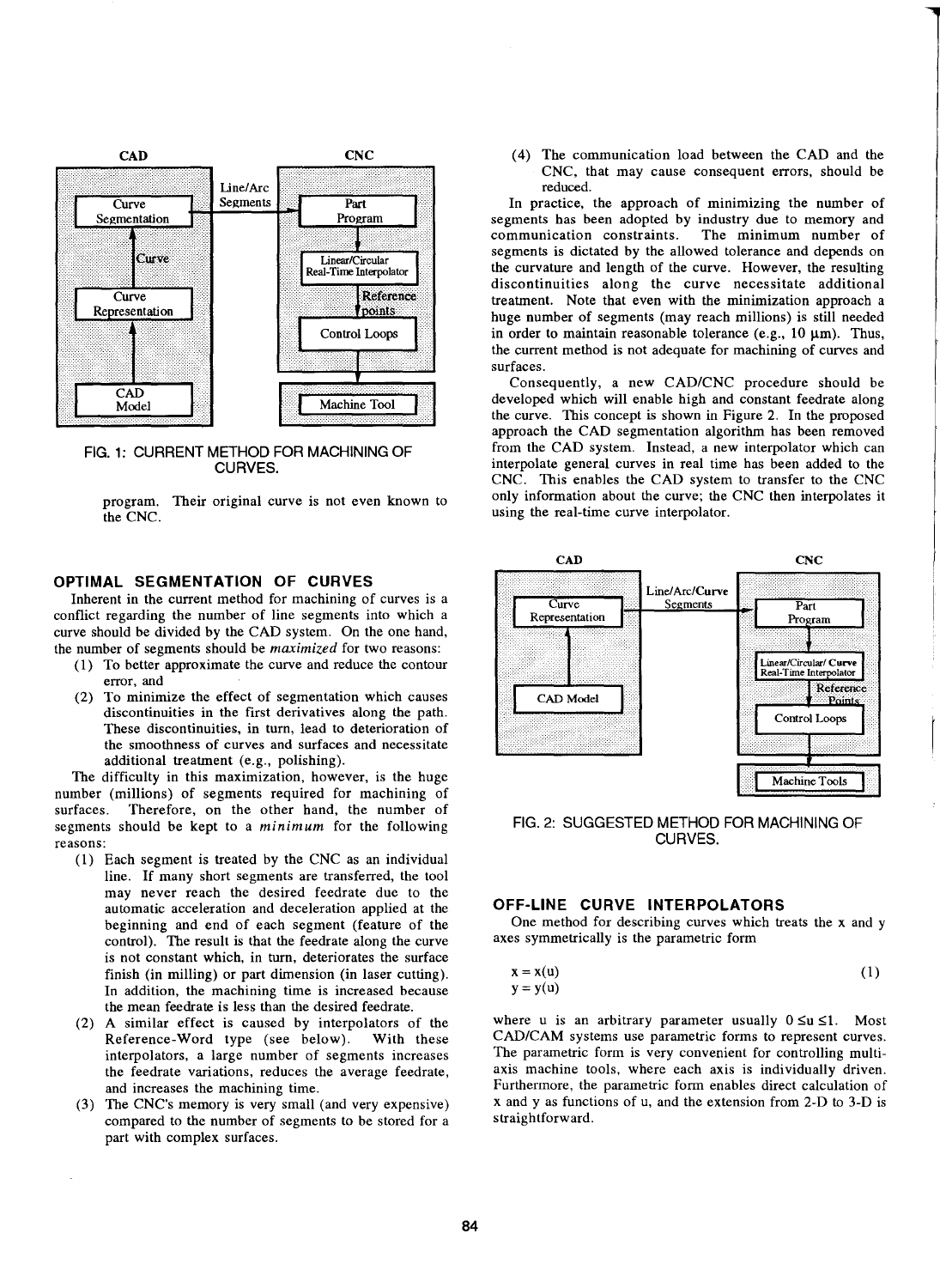FIG. 1: CURRENT METHOD FOR MACHINING OF CURVES.

program. Their original curve is not even known to the CNC.

## OPTIMAL SEGMENTATION OF CURVES

Inherent in the current method for machining of curves is a conflict regarding the number of line segments into which a curve should be divided by the CAD system. On the one hand, the number of segments should be *maximized* for two reasons:

(1) To better approximate the curve and reduce the contour error, and

(2) To minimize the effect of segmentation which causes discontinuities in the first derivatives along the path. These discontinuities, in turn, lead to deterioration of the smoothness of curves and surfaces and necessitate additional treatment (e.g., polishing).

The difficulty in this maximization, however, is the huge number (millions) of segments required for machining of surfaces. Therefore, on the other hand, the number of segments should be kept to a *minimum* for the following reasons:

(1) Each segment is treated by the CNC as an individual line. If many short segments are transferred, the tool may never reach the desired feedrate due to the automatic acceleration and deceleration applied at the beginning and end of each segment (feature of the control). The result is that the feedrate along the curve is not constant which, in turn, deteriorates the surface finish (in milling) or part dimension (in laser cutting). In addition, the machining time is increased because the mean feedrate is less than the desired feedrate.

(2) A similar effect is caused by interpolators of the Reference-Word type (see below). With these interpolators, a large number of segments increases the feedrate variations, reduces the average feedrate, and increases the machining time.

(3) The CNC's memory is very small (and very expensive) compared to the number of segments to be stored for a part with complex surfaces.

(4) The communication load between the CAD and the CNC, that may cause consequent errors, should be reduced.

In practice, the approach of minimizing the number of segments has been adopted by industry due to memory and communication constraints. The minimum number of segments is dictated by the allowed tolerance and depends on the curvature and length of the curve. However, the resulting discontinuities along the curve necessitate additional treatment. Note that even with the minimization approach a huge number of segments (may reach millions) is still needed in order to maintain reasonable tolerance (e.g., 10 μm). Thus, the current method is not adequate for machining of curves and surfaces.

Consequently, a new CAD/CNC procedure should be developed which will enable high and constant feedrate along the curve. This concept is shown in Figure 2. In the proposed approach the CAD segmentation algorithm has been removed from the CAD system. Instead, a new interpolator which can interpolate general curves in real time has been added to the CNC. This enables the CAD system to transfer to the CNC only information about the curve; the CNC then interpolates it using the real-time curve interpolator.

FIG. 2: SUGGESTED METHOD FOR MACHINING OF CURVES.

## OFF-LINE CURVE INTERPOLATORS

One method for describing curves which treats the x and y axes symmetrically is the parametric form

$$x = x(u) \qquad (1)$$
$$y = y(u)$$

where u is an arbitrary parameter usually $0 \leq u \leq 1$. Most CAD/CAM systems use parametric forms to represent curves. The parametric form is very convenient for controlling multi-axis machine tools, where each axis is individually driven. Furthermore, the parametric form enables direct calculation of x and y as functions of u, and the extension from 2-D to 3-D is straightforward.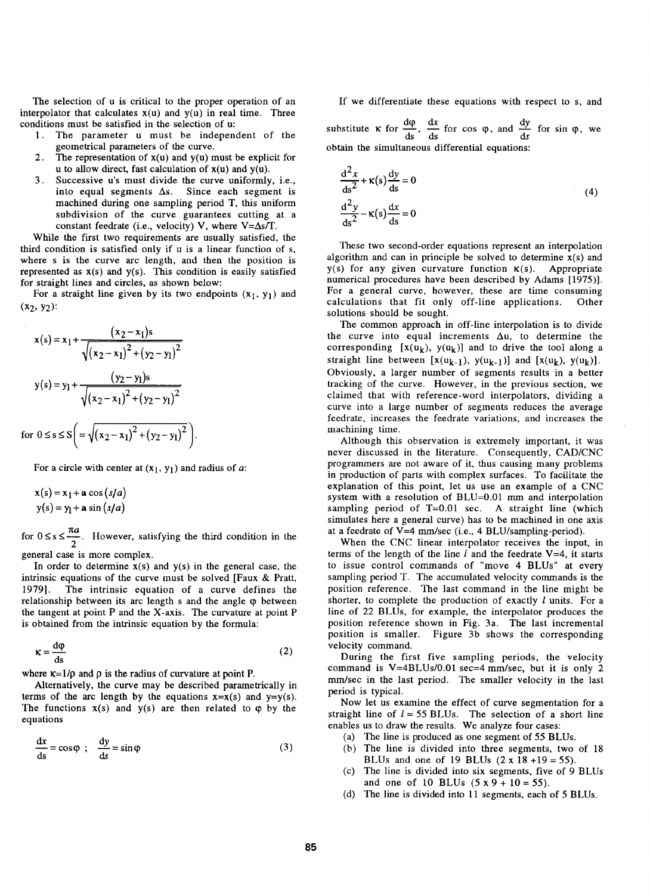The selection of u is critical to the proper operation of an interpolator that calculates x(u) and y(u) in real time. Three conditions must be satisfied in the selection of u:

1. The parameter u must be independent of the geometrical parameters of the curve.
2. The representation of x(u) and y(u) must be explicit for u to allow direct, fast calculation of x(u) and y(u).
3. Successive u's must divide the curve uniformly, i.e., into equal segments $\Delta s$. Since each segment is machined during one sampling period T, this uniform subdivision of the curve guarantees cutting at a constant feedrate (i.e., velocity) V, where $V=\Delta s/T$.

While the first two requirements are usually satisfied, the third condition is satisfied only if u is a linear function of s, where s is the curve arc length, and then the position is represented as x(s) and y(s). This condition is easily satisfied for straight lines and circles, as shown below:

For a straight line given by its two endpoints $(x_1, y_1)$ and $(x_2, y_2)$:

$$x(s) = x_1 + \frac{(x_2 - x_1)s}{\sqrt{(x_2-x_1)^2+(y_2-y_1)^2}}$$

$$y(s) = y_1 + \frac{(y_2 - y_1)s}{\sqrt{(x_2-x_1)^2+(y_2-y_1)^2}}$$

for $0 \le s \le S\left(=\sqrt{(x_2-x_1)^2+(y_2-y_1)^2}\right)$.

For a circle with center at $(x_1, y_1)$ and radius of $a$:

$$x(s) = x_1 + a\cos(s/a)$$
$$y(s) = y_1 + a\sin(s/a)$$

for $0 \le s \le \frac{\pi a}{2}$. However, satisfying the third condition in the general case is more complex.

In order to determine x(s) and y(s) in the general case, the intrinsic equations of the curve must be solved [Faux & Pratt, 1979]. The intrinsic equation of a curve defines the relationship between its arc length s and the angle $\varphi$ between the tangent at point P and the X-axis. The curvature at point P is obtained from the intrinsic equation by the formula:

$$\kappa = \frac{d\varphi}{ds} \tag{2}$$

where $\kappa=1/\rho$ and $\rho$ is the radius of curvature at point P.

Alternatively, the curve may be described parametrically in terms of the arc length by the equations x=x(s) and y=y(s). The functions x(s) and y(s) are then related to $\varphi$ by the equations

$$\frac{dx}{ds} = \cos\varphi \ ; \quad \frac{dy}{ds} = \sin\varphi \tag{3}$$

If we differentiate these equations with respect to s, and substitute $\kappa$ for $\frac{d\varphi}{ds}$, $\frac{dx}{ds}$ for $\cos\varphi$, and $\frac{dy}{ds}$ for $\sin\varphi$, we obtain the simultaneous differential equations:

$$\begin{aligned} &\frac{d^2x}{ds^2} + \kappa(s)\frac{dy}{ds} = 0 \\ &\frac{d^2y}{ds^2} - \kappa(s)\frac{dx}{ds} = 0 \end{aligned} \tag{4}$$

These two second-order equations represent an interpolation algorithm and can in principle be solved to determine x(s) and y(s) for any given curvature function $\kappa(s)$. Appropriate numerical procedures have been described by Adams [1975)]. For a general curve, however, these are time consuming calculations that fit only off-line applications. Other solutions should be sought.

The common approach in off-line interpolation is to divide the curve into equal increments $\Delta u$, to determine the corresponding $[x(u_k), y(u_k)]$ and to drive the tool along a straight line between $[x(u_{k-1}), y(u_{k-1})]$ and $[x(u_k), y(u_k)]$. Obviously, a larger number of segments results in a better tracking of the curve. However, in the previous section, we claimed that with reference-word interpolators, dividing a curve into a large number of segments reduces the average feedrate, increases the feedrate variations, and increases the machining time.

Although this observation is extremely important, it was never discussed in the literature. Consequently, CAD/CNC programmers are not aware of it, thus causing many problems in production of parts with complex surfaces. To facilitate the explanation of this point, let us use an example of a CNC system with a resolution of BLU=0.01 mm and interpolation sampling period of T=0.01 sec. A straight line (which simulates here a general curve) has to be machined in one axis at a feedrate of V=4 mm/sec (i.e., 4 BLU/sampling-period).

When the CNC linear interpolator receives the input, in terms of the length of the line $l$ and the feedrate V=4, it starts to issue control commands of "move 4 BLUs" at every sampling period T. The accumulated velocity commands is the position reference. The last command in the line might be shorter, to complete the production of exactly $l$ units. For a line of 22 BLUs, for example, the interpolator produces the position reference shown in Fig. 3a. The last incremental position is smaller. Figure 3b shows the corresponding velocity command.

During the first five sampling periods, the velocity command is V=4BLUs/0.01 sec=4 mm/sec, but it is only 2 mm/sec in the last period. The smaller velocity in the last period is typical.

Now let us examine the effect of curve segmentation for a straight line of $l = 55$ BLUs. The selection of a short line enables us to draw the results. We analyze four cases:

(a) The line is produced as one segment of 55 BLUs.
(b) The line is divided into three segments, two of 18 BLUs and one of 19 BLUs (2 x 18 +19 = 55).
(c) The line is divided into six segments, five of 9 BLUs and one of 10 BLUs (5 x 9 + 10 = 55).
(d) The line is divided into 11 segments, each of 5 BLUs.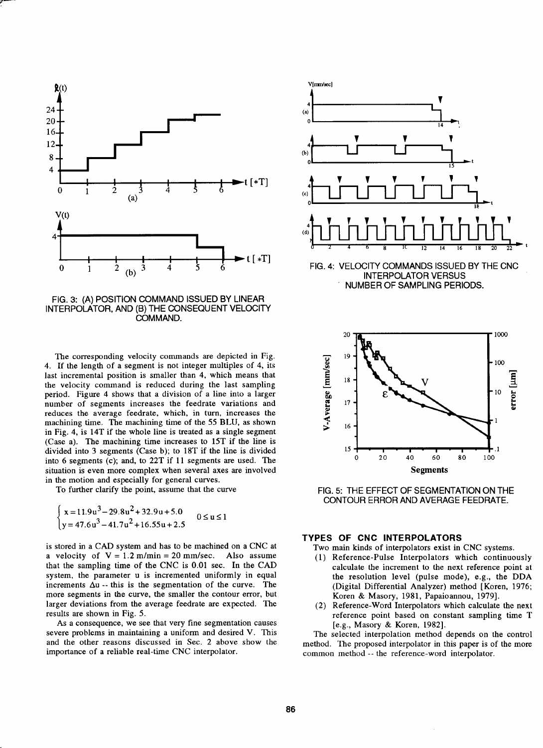FIG. 3: (A) POSITION COMMAND ISSUED BY LINEAR INTERPOLATOR, AND (B) THE CONSEQUENT VELOCITY COMMAND.

The corresponding velocity commands are depicted in Fig. 4. If the length of a segment is not integer multiples of 4, its last incremental position is smaller than 4, which means that the velocity command is reduced during the last sampling period. Figure 4 shows that a division of a line into a larger number of segments increases the feedrate variations and reduces the average feedrate, which, in turn, increases the machining time. The machining time of the 55 BLU, as shown in Fig. 4, is 14T if the whole line is treated as a single segment (Case a). The machining time increases to 15T if the line is divided into 3 segments (Case b); to 18T if the line is divided into 6 segments (c); and, to 22T if 11 segments are used. The situation is even more complex when several axes are involved in the motion and especially for general curves.

To further clarify the point, assume that the curve

$$\begin{cases} x = 11.9u^3 - 29.8u^2 + 32.9u + 5.0 \\ y = 47.6u^3 - 41.7u^2 + 16.55u + 2.5 \end{cases} \quad 0 \le u \le 1$$

is stored in a CAD system and has to be machined on a CNC at a velocity of V = 1.2 m/min = 20 mm/sec. Also assume that the sampling time of the CNC is 0.01 sec. In the CAD system, the parameter u is incremented uniformly in equal increments $\Delta u$ -- this is the segmentation of the curve. The more segments in the curve, the smaller the contour error, but larger deviations from the average feedrate are expected. The results are shown in Fig. 5.

As a consequence, we see that very fine segmentation causes severe problems in maintaining a uniform and desired V. This and the other reasons discussed in Sec. 2 above show the importance of a reliable real-time CNC interpolator.

FIG. 4: VELOCITY COMMANDS ISSUED BY THE CNC INTERPOLATOR VERSUS NUMBER OF SAMPLING PERIODS.

FIG. 5: THE EFFECT OF SEGMENTATION ON THE CONTOUR ERROR AND AVERAGE FEEDRATE.

## TYPES OF CNC INTERPOLATORS

Two main kinds of interpolators exist in CNC systems.

(1) Reference-Pulse Interpolators which continuously calculate the increment to the next reference point at the resolution level (pulse mode), e.g., the DDA (Digital Differential Analyzer) method [Koren, 1976; Koren & Masory, 1981, Papaioannou, 1979].

(2) Reference-Word Interpolators which calculate the next reference point based on constant sampling time T [e.g., Masory & Koren, 1982].

The selected interpolation method depends on the control method. The proposed interpolator in this paper is of the more common method -- the reference-word interpolator.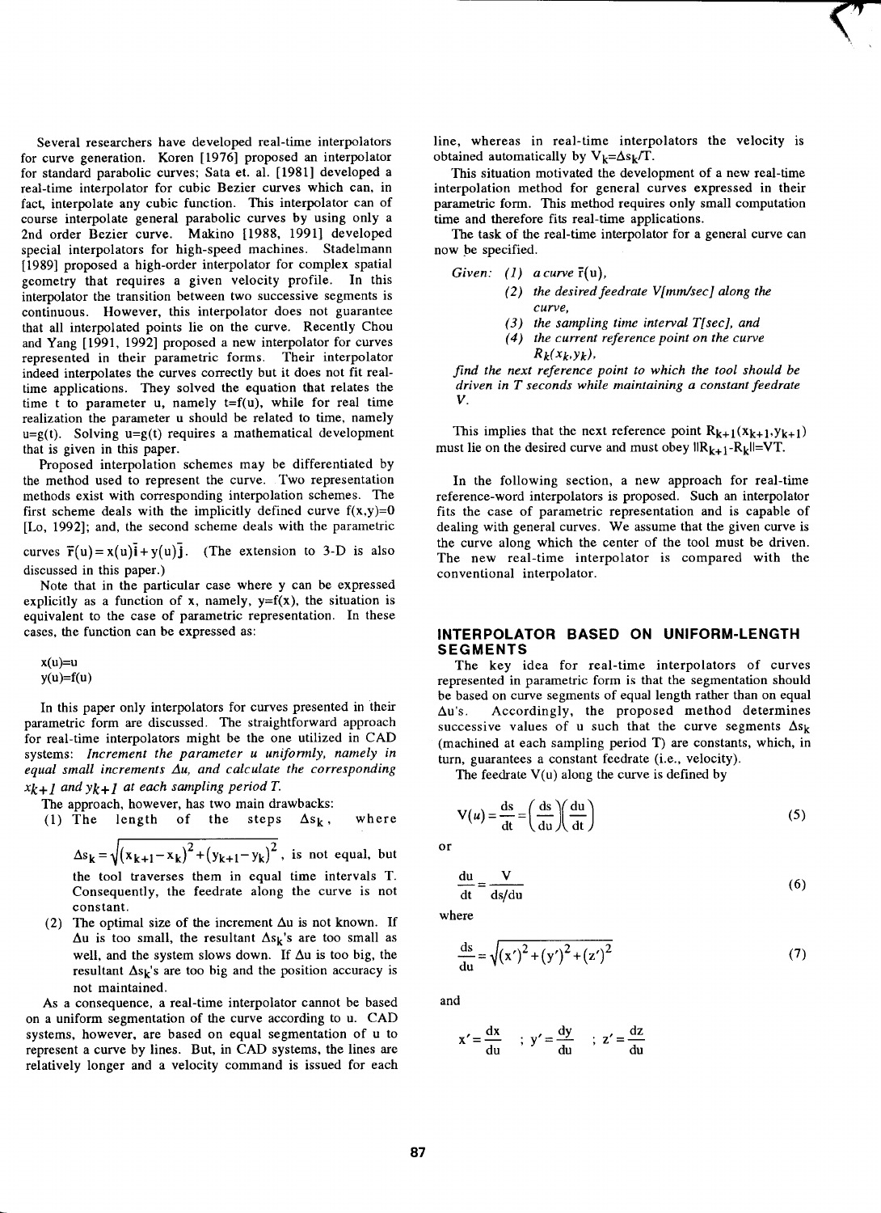Several researchers have developed real-time interpolators for curve generation. Koren [1976] proposed an interpolator for standard parabolic curves; Sata et. al. [1981] developed a real-time interpolator for cubic Bezier curves which can, in fact, interpolate any cubic function. This interpolator can of course interpolate general parabolic curves by using only a 2nd order Bezier curve. Makino [1988, 1991] developed special interpolators for high-speed machines. Stadelmann [1989] proposed a high-order interpolator for complex spatial geometry that requires a given velocity profile. In this interpolator the transition between two successive segments is continuous. However, this interpolator does not guarantee that all interpolated points lie on the curve. Recently Chou and Yang [1991, 1992] proposed a new interpolator for curves represented in their parametric forms. Their interpolator indeed interpolates the curves correctly but it does not fit real-time applications. They solved the equation that relates the time t to parameter u, namely t=f(u), while for real time realization the parameter u should be related to time, namely u=g(t). Solving u=g(t) requires a mathematical development that is given in this paper.

Proposed interpolation schemes may be differentiated by the method used to represent the curve. Two representation methods exist with corresponding interpolation schemes. The first scheme deals with the implicitly defined curve f(x,y)=0 [Lo, 1992]; and, the second scheme deals with the parametric curves $\bar{r}(u)=x(u)\bar{i}+y(u)\bar{j}$. (The extension to 3-D is also discussed in this paper.)

Note that in the particular case where y can be expressed explicitly as a function of x, namely, y=f(x), the situation is equivalent to the case of parametric representation. In these cases, the function can be expressed as:

x(u)=u
y(u)=f(u)

In this paper only interpolators for curves presented in their parametric form are discussed. The straightforward approach for real-time interpolators might be the one utilized in CAD systems: *Increment the parameter u uniformly, namely in equal small increments Δu, and calculate the corresponding $x_{k+1}$ and $y_{k+1}$ at each sampling period T.*

The approach, however, has two main drawbacks:

(1) The length of the steps $\Delta s_k$, where $\Delta s_k=\sqrt{(x_{k+1}-x_k)^2+(y_{k+1}-y_k)^2}$, is not equal, but the tool traverses them in equal time intervals T. Consequently, the feedrate along the curve is not constant.
(2) The optimal size of the increment Δu is not known. If Δu is too small, the resultant $\Delta s_k$'s are too small as well, and the system slows down. If Δu is too big, the resultant $\Delta s_k$'s are too big and the position accuracy is not maintained.

As a consequence, a real-time interpolator cannot be based on a uniform segmentation of the curve according to u. CAD systems, however, are based on equal segmentation of u to represent a curve by lines. But, in CAD systems, the lines are relatively longer and a velocity command is issued for each line, whereas in real-time interpolators the velocity is obtained automatically by $V_k=\Delta s_k/T$.

This situation motivated the development of a new real-time interpolation method for general curves expressed in their parametric form. This method requires only small computation time and therefore fits real-time applications.

The task of the real-time interpolator for a general curve can now be specified.

*Given:* *(1) a curve $\bar{r}(u)$,*
*(2) the desired feedrate V[mm/sec] along the curve,*
*(3) the sampling time interval T[sec], and*
*(4) the current reference point on the curve $R_k(x_k,y_k)$,*

*find the next reference point to which the tool should be driven in T seconds while maintaining a constant feedrate V.*

This implies that the next reference point $R_{k+1}(x_{k+1},y_{k+1})$ must lie on the desired curve and must obey $\|R_{k+1}-R_k\|=VT$.

In the following section, a new approach for real-time reference-word interpolators is proposed. Such an interpolator fits the case of parametric representation and is capable of dealing with general curves. We assume that the given curve is the curve along which the center of the tool must be driven. The new real-time interpolator is compared with the conventional interpolator.

## INTERPOLATOR BASED ON UNIFORM-LENGTH SEGMENTS

The key idea for real-time interpolators of curves represented in parametric form is that the segmentation should be based on curve segments of equal length rather than on equal Δu's. Accordingly, the proposed method determines successive values of u such that the curve segments $\Delta s_k$ (machined at each sampling period T) are constants, which, in turn, guarantees a constant feedrate (i.e., velocity).

The feedrate V(u) along the curve is defined by

$$V(u)=\frac{ds}{dt}=\left(\frac{ds}{du}\right)\left(\frac{du}{dt}\right) \tag{5}$$

or

$$\frac{du}{dt}=\frac{V}{ds/du} \tag{6}$$

where

$$\frac{ds}{du}=\sqrt{(x')^2+(y')^2+(z')^2} \tag{7}$$

and

$$x'=\frac{dx}{du} \quad ; \; y'=\frac{dy}{du} \quad ; \; z'=\frac{dz}{du}$$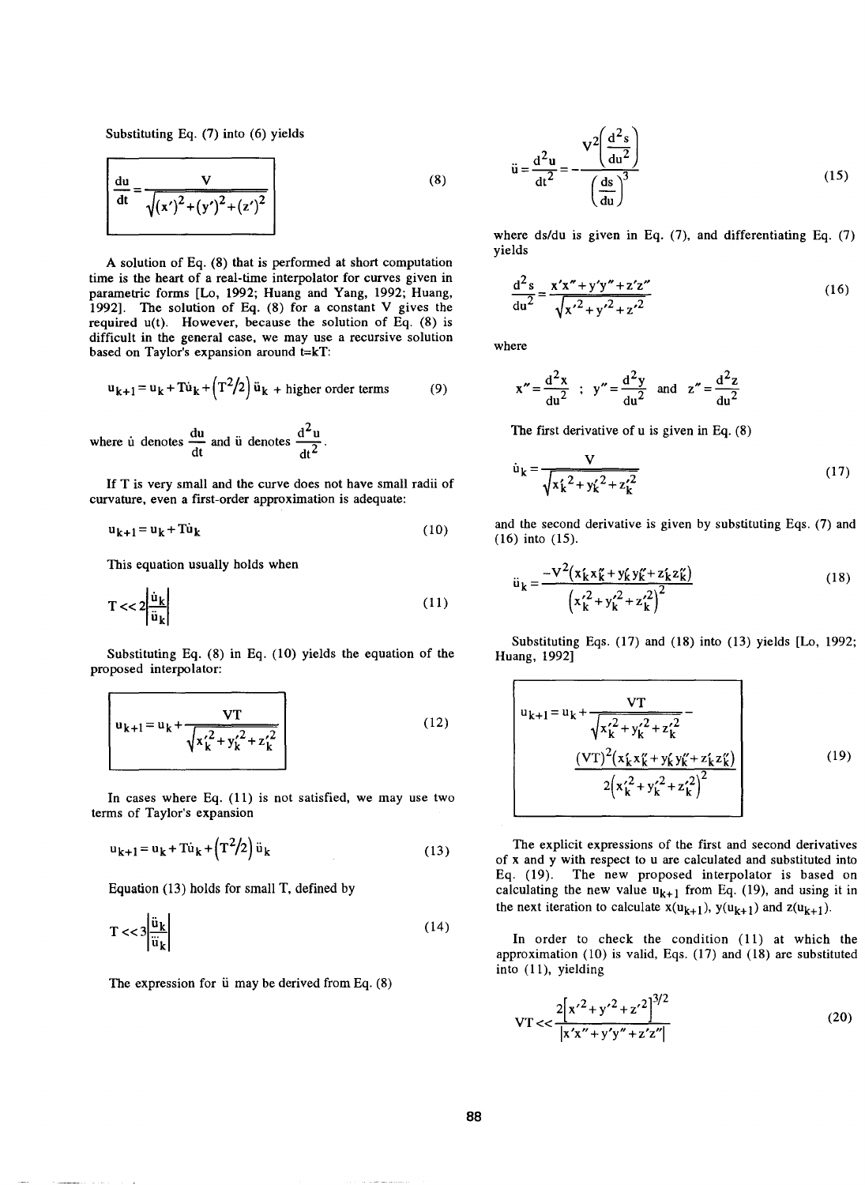Substituting Eq. (7) into (6) yields

$$\frac{du}{dt}=\frac{V}{\sqrt{(x')^2+(y')^2+(z')^2}} \tag{8}$$

A solution of Eq. (8) that is performed at short computation time is the heart of a real-time interpolator for curves given in parametric forms [Lo, 1992; Huang and Yang, 1992; Huang, 1992]. The solution of Eq. (8) for a constant V gives the required u(t). However, because the solution of Eq. (8) is difficult in the general case, we may use a recursive solution based on Taylor's expansion around t=kT:

$$u_{k+1}=u_k+T\dot{u}_k+\left(T^2/2\right)\ddot{u}_k + \text{higher order terms} \tag{9}$$

where $\dot{u}$ denotes $\frac{du}{dt}$ and $\ddot{u}$ denotes $\frac{d^2u}{dt^2}$.

If T is very small and the curve does not have small radii of curvature, even a first-order approximation is adequate:

$$u_{k+1}=u_k+T\dot{u}_k \tag{10}$$

This equation usually holds when

$$T<<2\left|\frac{\dot{u}_k}{\ddot{u}_k}\right| \tag{11}$$

Substituting Eq. (8) in Eq. (10) yields the equation of the proposed interpolator:

$$u_{k+1}=u_k+\frac{VT}{\sqrt{x_k'^2+y_k'^2+z_k'^2}} \tag{12}$$

In cases where Eq. (11) is not satisfied, we may use two terms of Taylor's expansion

$$u_{k+1}=u_k+T\dot{u}_k+\left(T^2/2\right)\ddot{u}_k \tag{13}$$

Equation (13) holds for small T, defined by

$$T<<3\left|\frac{\ddot{u}_k}{\dddot{u}_k}\right| \tag{14}$$

The expression for $\ddot{u}$ may be derived from Eq. (8)

$$\ddot{u}=\frac{d^2u}{dt^2}=-\frac{V^2\left(\frac{d^2s}{du^2}\right)}{\left(\frac{ds}{du}\right)^3} \tag{15}$$

where ds/du is given in Eq. (7), and differentiating Eq. (7) yields

$$\frac{d^2s}{du^2}=\frac{x'x''+y'y''+z'z''}{\sqrt{x'^2+y'^2+z'^2}} \tag{16}$$

where

$$x''=\frac{d^2x}{du^2}\ ;\ y''=\frac{d^2y}{du^2}\ \text{and}\ z''=\frac{d^2z}{du^2}$$

The first derivative of u is given in Eq. (8)

$$\dot{u}_k=\frac{V}{\sqrt{x_k'^2+y_k'^2+z_k'^2}} \tag{17}$$

and the second derivative is given by substituting Eqs. (7) and (16) into (15).

$$\ddot{u}_k=\frac{-V^2\left(x_k'x_k''+y_k'y_k''+z_k'z_k''\right)}{\left(x_k'^2+y_k'^2+z_k'^2\right)^2} \tag{18}$$

Substituting Eqs. (17) and (18) into (13) yields [Lo, 1992; Huang, 1992]

$$u_{k+1}=u_k+\frac{VT}{\sqrt{x_k'^2+y_k'^2+z_k'^2}}-\frac{(VT)^2\left(x_k'x_k''+y_k'y_k''+z_k'z_k''\right)}{2\left(x_k'^2+y_k'^2+z_k'^2\right)^2} \tag{19}$$

The explicit expressions of the first and second derivatives of x and y with respect to u are calculated and substituted into Eq. (19). The new proposed interpolator is based on calculating the new value $u_{k+1}$ from Eq. (19), and using it in the next iteration to calculate $x(u_{k+1})$, $y(u_{k+1})$ and $z(u_{k+1})$.

In order to check the condition (11) at which the approximation (10) is valid, Eqs. (17) and (18) are substituted into (11), yielding

$$VT<<\frac{2\left[x'^2+y'^2+z'^2\right]^{3/2}}{\left|x'x''+y'y''+z'z''\right|} \tag{20}$$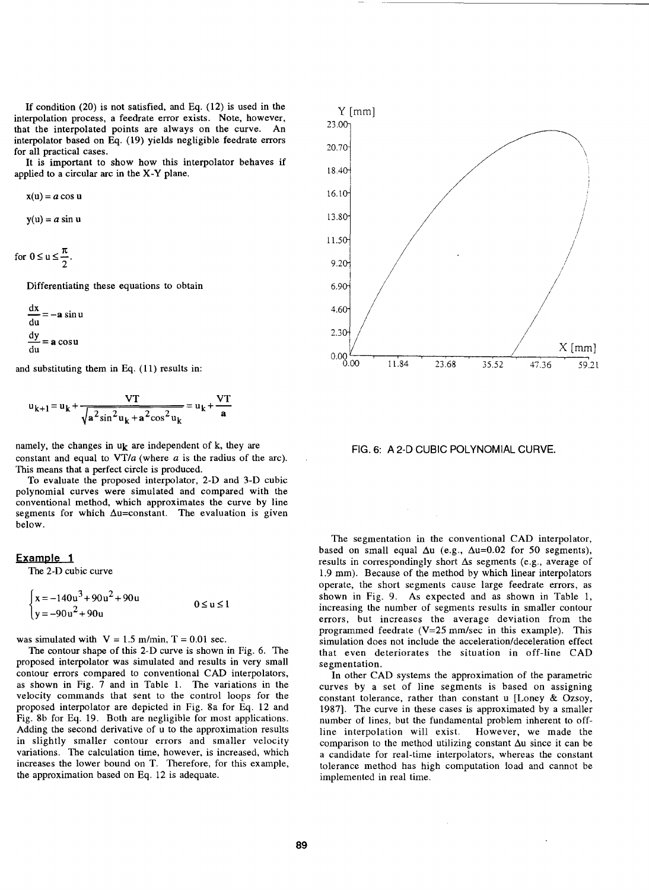If condition (20) is not satisfied, and Eq. (12) is used in the interpolation process, a feedrate error exists. Note, however, that the interpolated points are always on the curve. An interpolator based on Eq. (19) yields negligible feedrate errors for all practical cases.

It is important to show how this interpolator behaves if applied to a circular arc in the X-Y plane.

$$x(u) = a \cos u$$

$$y(u) = a \sin u$$

for $0 \le u \le \frac{\pi}{2}$.

Differentiating these equations to obtain

$$\frac{dx}{du} = -a \sin u$$

$$\frac{dy}{du} = a \cos u$$

and substituting them in Eq. (11) results in:

$$u_{k+1} = u_k + \frac{VT}{\sqrt{a^2 \sin^2 u_k + a^2 \cos^2 u_k}} = u_k + \frac{VT}{a}$$

namely, the changes in $u_k$ are independent of k, they are constant and equal to $VT/a$ (where $a$ is the radius of the arc). This means that a perfect circle is produced.

To evaluate the proposed interpolator, 2-D and 3-D cubic polynomial curves were simulated and compared with the conventional method, which approximates the curve by line segments for which $\Delta u$=constant. The evaluation is given below.

## Example 1

The 2-D cubic curve

$$\begin{cases} x = -140u^3 + 90u^2 + 90u \\ y = -90u^2 + 90u \end{cases} \qquad 0 \le u \le 1$$

was simulated with V = 1.5 m/min, T = 0.01 sec.

The contour shape of this 2-D curve is shown in Fig. 6. The proposed interpolator was simulated and results in very small contour errors compared to conventional CAD interpolators, as shown in Fig. 7 and in Table 1. The variations in the velocity commands that sent to the control loops for the proposed interpolator are depicted in Fig. 8a for Eq. 12 and Fig. 8b for Eq. 19. Both are negligible for most applications. Adding the second derivative of u to the approximation results in slightly smaller contour errors and smaller velocity variations. The calculation time, however, is increased, which increases the lower bound on T. Therefore, for this example, the approximation based on Eq. 12 is adequate.

FIG. 6: A 2-D CUBIC POLYNOMIAL CURVE.

The segmentation in the conventional CAD interpolator, based on small equal $\Delta u$ (e.g., $\Delta u$=0.02 for 50 segments), results in correspondingly short $\Delta s$ segments (e.g., average of 1.9 mm). Because of the method by which linear interpolators operate, the short segments cause large feedrate errors, as shown in Fig. 9. As expected and as shown in Table 1, increasing the number of segments results in smaller contour errors, but increases the average deviation from the programmed feedrate (V=25 mm/sec in this example). This simulation does not include the acceleration/deceleration effect that even deteriorates the situation in off-line CAD segmentation.

In other CAD systems the approximation of the parametric curves by a set of line segments is based on assigning constant tolerance, rather than constant u [Loney & Ozsoy, 1987]. The curve in these cases is approximated by a smaller number of lines, but the fundamental problem inherent to off-line interpolation will exist. However, we made the comparison to the method utilizing constant $\Delta u$ since it can be a candidate for real-time interpolators, whereas the constant tolerance method has high computation load and cannot be implemented in real time.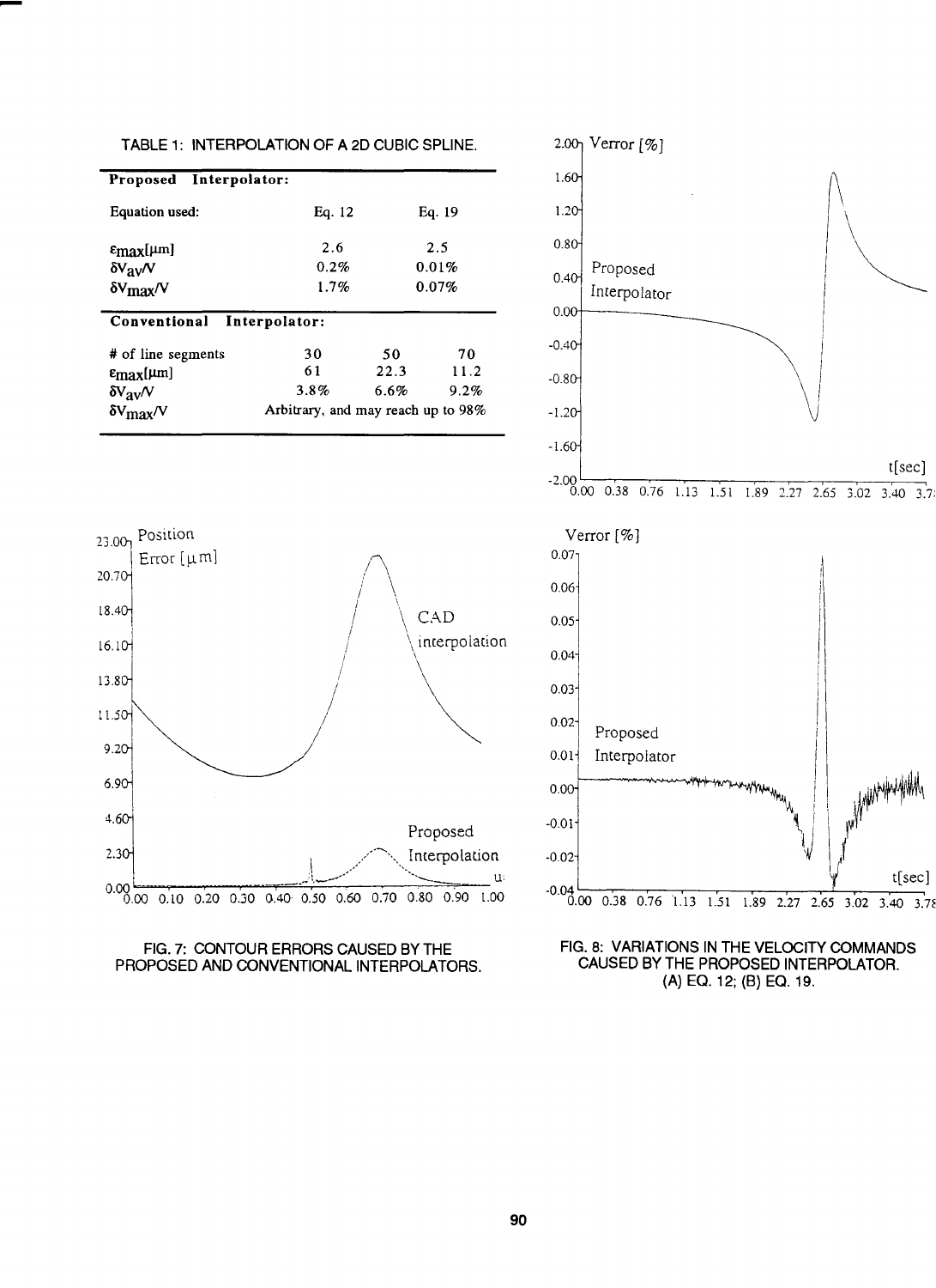TABLE 1: INTERPOLATION OF A 2D CUBIC SPLINE.

| **Proposed Interpolator:** | | | |
|---|---|---|---|
| Equation used: | Eq. 12 | | Eq. 19 |
| $\varepsilon_{max}[\mu m]$ | 2.6 | | 2.5 |
| $\delta V_{av}/V$ | 0.2% | | 0.01% |
| $\delta V_{max}/V$ | 1.7% | | 0.07% |
| **Conventional Interpolator:** | | | |
| # of line segments | 30 | 50 | 70 |
| $\varepsilon_{max}[\mu m]$ | 61 | 22.3 | 11.2 |
| $\delta V_{av}/V$ | 3.8% | 6.6% | 9.2% |
| $\delta V_{max}/V$ | Arbitrary, and may reach up to 98% | | |

FIG. 7: CONTOUR ERRORS CAUSED BY THE PROPOSED AND CONVENTIONAL INTERPOLATORS.

FIG. 8: VARIATIONS IN THE VELOCITY COMMANDS CAUSED BY THE PROPOSED INTERPOLATOR. (A) EQ. 12; (B) EQ. 19.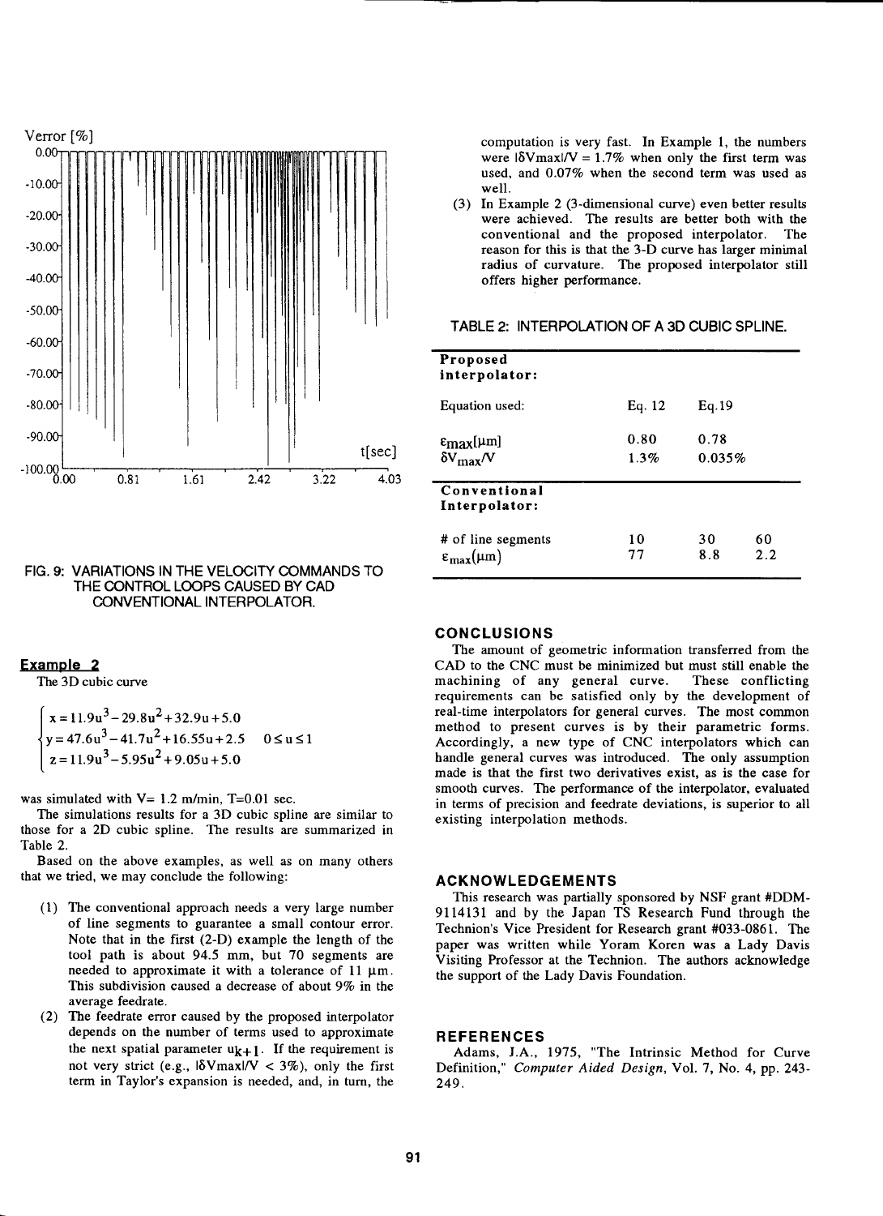FIG. 9: VARIATIONS IN THE VELOCITY COMMANDS TO THE CONTROL LOOPS CAUSED BY CAD CONVENTIONAL INTERPOLATOR.

## Example 2

The 3D cubic curve

$$\begin{cases} x = 11.9u^3 - 29.8u^2 + 32.9u + 5.0 \\ y = 47.6u^3 - 41.7u^2 + 16.55u + 2.5 \quad 0 \leq u \leq 1 \\ z = 11.9u^3 - 5.95u^2 + 9.05u + 5.0 \end{cases}$$

was simulated with V= 1.2 m/min, T=0.01 sec.

The simulations results for a 3D cubic spline are similar to those for a 2D cubic spline. The results are summarized in Table 2.

Based on the above examples, as well as on many others that we tried, we may conclude the following:

(1) The conventional approach needs a very large number of line segments to guarantee a small contour error. Note that in the first (2-D) example the length of the tool path is about 94.5 mm, but 70 segments are needed to approximate it with a tolerance of 11 μm. This subdivision caused a decrease of about 9% in the average feedrate.

(2) The feedrate error caused by the proposed interpolator depends on the number of terms used to approximate the next spatial parameter $u_{k+1}$. If the requirement is not very strict (e.g., $|\delta V max|/V < 3\%$), only the first term in Taylor's expansion is needed, and, in turn, the computation is very fast. In Example 1, the numbers were $|\delta V max|/V = 1.7\%$ when only the first term was used, and 0.07% when the second term was used as well.

(3) In Example 2 (3-dimensional curve) even better results were achieved. The results are better both with the conventional and the proposed interpolator. The reason for this is that the 3-D curve has larger minimal radius of curvature. The proposed interpolator still offers higher performance.

TABLE 2: INTERPOLATION OF A 3D CUBIC SPLINE.

| **Proposed interpolator:** | | | |
|---|---|---|---|
| Equation used: | Eq. 12 | Eq.19 | |
| $\varepsilon_{max}$[μm] | 0.80 | 0.78 | |
| $\delta V_{max}/V$ | 1.3% | 0.035% | |
| **Conventional Interpolator:** | | | |
| # of line segments | 10 | 30 | 60 |
| $\varepsilon_{max}$(μm) | 77 | 8.8 | 2.2 |

## CONCLUSIONS

The amount of geometric information transferred from the CAD to the CNC must be minimized but must still enable the machining of any general curve. These conflicting requirements can be satisfied only by the development of real-time interpolators for general curves. The most common method to present curves is by their parametric forms. Accordingly, a new type of CNC interpolators which can handle general curves was introduced. The only assumption made is that the first two derivatives exist, as is the case for smooth curves. The performance of the interpolator, evaluated in terms of precision and feedrate deviations, is superior to all existing interpolation methods.

## ACKNOWLEDGEMENTS

This research was partially sponsored by NSF grant #DDM-9114131 and by the Japan TS Research Fund through the Technion's Vice President for Research grant #033-0861. The paper was written while Yoram Koren was a Lady Davis Visiting Professor at the Technion. The authors acknowledge the support of the Lady Davis Foundation.

## REFERENCES

Adams, J.A., 1975, "The Intrinsic Method for Curve Definition," *Computer Aided Design*, Vol. 7, No. 4, pp. 243-249.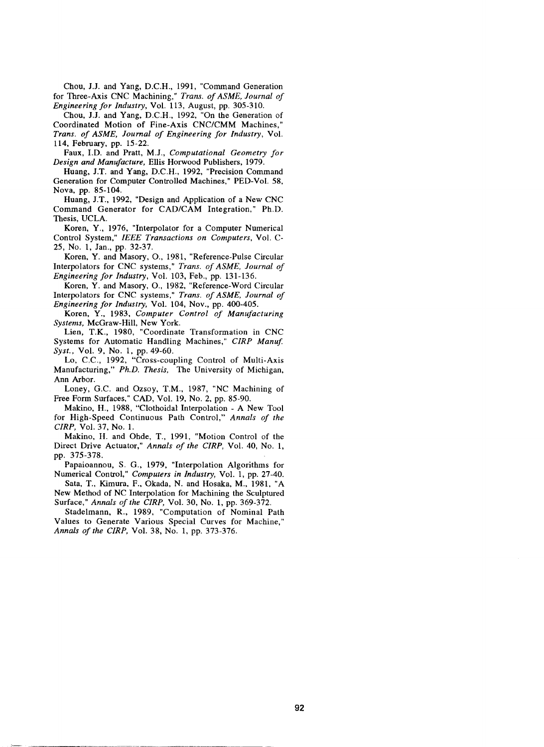Chou, J.J. and Yang, D.C.H., 1991, "Command Generation for Three-Axis CNC Machining," *Trans. of ASME, Journal of Engineering for Industry*, Vol. 113, August, pp. 305-310.

Chou, J.J. and Yang, D.C.H., 1992, "On the Generation of Coordinated Motion of Fine-Axis CNC/CMM Machines," *Trans. of ASME, Journal of Engineering for Industry*, Vol. 114, February, pp. 15-22.

Faux, I.D. and Pratt, M.J., *Computational Geometry for Design and Manufacture*, Ellis Horwood Publishers, 1979.

Huang, J.T. and Yang, D.C.H., 1992, "Precision Command Generation for Computer Controlled Machines," PED-Vol. 58, Nova, pp. 85-104.

Huang, J.T., 1992, "Design and Application of a New CNC Command Generator for CAD/CAM Integration," Ph.D. Thesis, UCLA.

Koren, Y., 1976, "Interpolator for a Computer Numerical Control System," *IEEE Transactions on Computers*, Vol. C-25, No. 1, Jan., pp. 32-37.

Koren, Y. and Masory, O., 1981, "Reference-Pulse Circular Interpolators for CNC systems," *Trans. of ASME, Journal of Engineering for Industry*, Vol. 103, Feb., pp. 131-136.

Koren, Y. and Masory, O., 1982, "Reference-Word Circular Interpolators for CNC systems," *Trans. of ASME, Journal of Engineering for Industry*, Vol. 104, Nov., pp. 400-405.

Koren, Y., 1983, *Computer Control of Manufacturing Systems*, McGraw-Hill, New York.

Lien, T.K., 1980, "Coordinate Transformation in CNC Systems for Automatic Handling Machines," *CIRP Manuf. Syst.*, Vol. 9, No. 1, pp. 49-60.

Lo, C.C., 1992, "Cross-coupling Control of Multi-Axis Manufacturing," *Ph.D. Thesis*, The University of Michigan, Ann Arbor.

Loney, G.C. and Ozsoy, T.M., 1987, "NC Machining of Free Form Surfaces," CAD, Vol. 19, No. 2, pp. 85-90.

Makino, H., 1988, "Clothoidal Interpolation - A New Tool for High-Speed Continuous Path Control," *Annals of the CIRP*, Vol. 37, No. 1.

Makino, H. and Ohde, T., 1991, "Motion Control of the Direct Drive Actuator," *Annals of the CIRP*, Vol. 40, No. 1, pp. 375-378.

Papaioannou, S. G., 1979, "Interpolation Algorithms for Numerical Control," *Computers in Industry*, Vol. 1, pp. 27-40.

Sata, T., Kimura, F., Okada, N. and Hosaka, M., 1981, "A New Method of NC Interpolation for Machining the Sculptured Surface," *Annals of the CIRP*, Vol. 30, No. 1, pp. 369-372.

Stadelmann, R., 1989, "Computation of Nominal Path Values to Generate Various Special Curves for Machine," *Annals of the CIRP*, Vol. 38, No. 1, pp. 373-376.